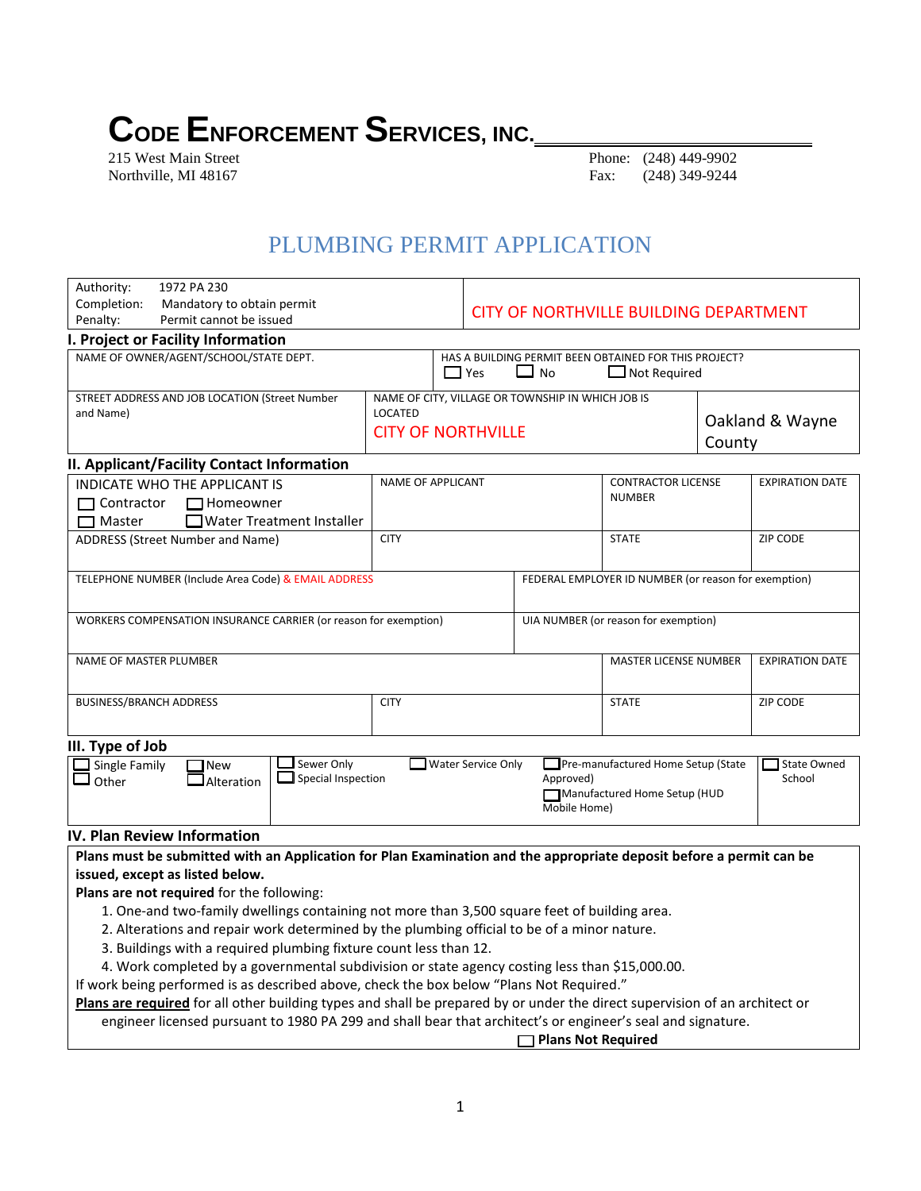# CODE ENFORCEMENT SERVICES, INC.

215 West Main Street
Northville, MI 48167

Phone: (248) 449-9902
Fax: (248) 349-9244

## PLUMBING PERMIT APPLICATION

| Authority: 1972 PA 230<br>Completion: Mandatory to obtain permit<br>Penalty: Permit cannot be issued | CITY OF NORTHVILLE BUILDING DEPARTMENT |
|---|---|

### I. Project or Facility Information

| NAME OF OWNER/AGENT/SCHOOL/STATE DEPT. | HAS A BUILDING PERMIT BEEN OBTAINED FOR THIS PROJECT?<br>☐ Yes ☐ No ☐ Not Required | |
|---|---|---|
| STREET ADDRESS AND JOB LOCATION (Street Number and Name) | NAME OF CITY, VILLAGE OR TOWNSHIP IN WHICH JOB IS LOCATED<br>CITY OF NORTHVILLE | Oakland & Wayne County |

### II. Applicant/Facility Contact Information

| INDICATE WHO THE APPLICANT IS<br>☐ Contractor ☐ Homeowner<br>☐ Master ☐ Water Treatment Installer | NAME OF APPLICANT | CONTRACTOR LICENSE NUMBER | EXPIRATION DATE |
|---|---|---|---|
| ADDRESS (Street Number and Name) | CITY | STATE | ZIP CODE |
| TELEPHONE NUMBER (Include Area Code) & EMAIL ADDRESS | FEDERAL EMPLOYER ID NUMBER (or reason for exemption) | | |
| WORKERS COMPENSATION INSURANCE CARRIER (or reason for exemption) | UIA NUMBER (or reason for exemption) | | |
| NAME OF MASTER PLUMBER | | MASTER LICENSE NUMBER | EXPIRATION DATE |
| BUSINESS/BRANCH ADDRESS | CITY | STATE | ZIP CODE |

### III. Type of Job

| ☐ Single Family ☐ New<br>☐ Other ☐ Alteration | ☐ Sewer Only<br>☐ Special Inspection | ☐ Water Service Only | ☐ Pre-manufactured Home Setup (State Approved)<br>☐ Manufactured Home Setup (HUD Mobile Home) | ☐ State Owned School |
|---|---|---|---|---|

### IV. Plan Review Information

**Plans must be submitted with an Application for Plan Examination and the appropriate deposit before a permit can be issued, except as listed below.**

**Plans are not required** for the following:

1. One-and two-family dwellings containing not more than 3,500 square feet of building area.
2. Alterations and repair work determined by the plumbing official to be of a minor nature.
3. Buildings with a required plumbing fixture count less than 12.
4. Work completed by a governmental subdivision or state agency costing less than $15,000.00.

If work being performed is as described above, check the box below "Plans Not Required."

**Plans are required** for all other building types and shall be prepared by or under the direct supervision of an architect or engineer licensed pursuant to 1980 PA 299 and shall bear that architect's or engineer's seal and signature.

☐ **Plans Not Required**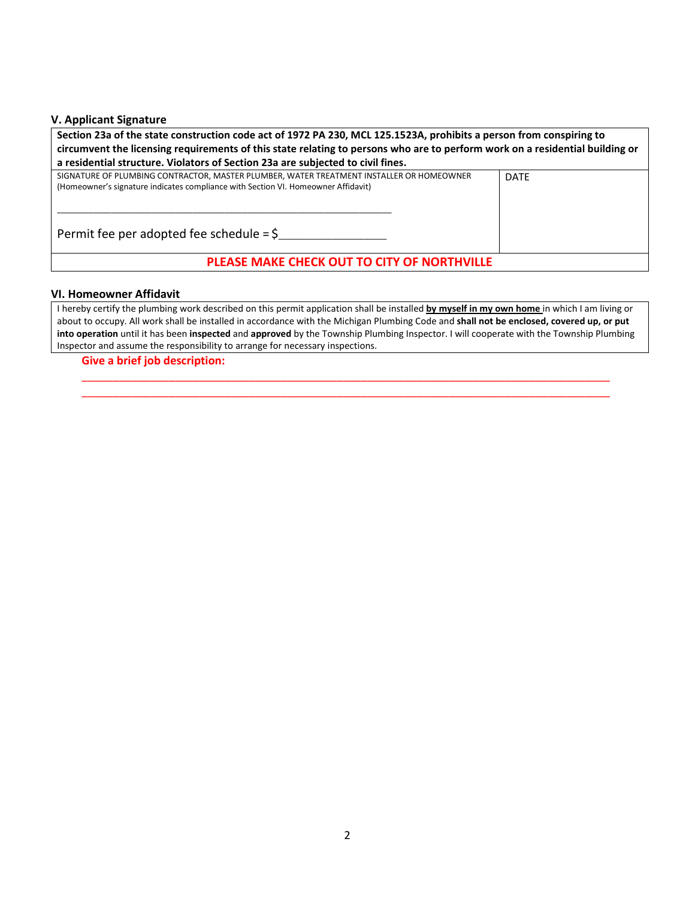### V. Applicant Signature

| **Section 23a of the state construction code act of 1972 PA 230, MCL 125.1523A, prohibits a person from conspiring to circumvent the licensing requirements of this state relating to persons who are to perform work on a residential building or a residential structure. Violators of Section 23a are subjected to civil fines.** | |
|---|---|
| SIGNATURE OF PLUMBING CONTRACTOR, MASTER PLUMBER, WATER TREATMENT INSTALLER OR HOMEOWNER (Homeowner's signature indicates compliance with Section VI. Homeowner Affidavit)<br><br>______________________________________________<br><br>Permit fee per adopted fee schedule = $_______________ | DATE |
| **PLEASE MAKE CHECK OUT TO CITY OF NORTHVILLE** | |

### VI. Homeowner Affidavit

I hereby certify the plumbing work described on this permit application shall be installed **by myself in my own home** in which I am living or about to occupy. All work shall be installed in accordance with the Michigan Plumbing Code and **shall not be enclosed, covered up, or put into operation** until it has been **inspected** and **approved** by the Township Plumbing Inspector. I will cooperate with the Township Plumbing Inspector and assume the responsibility to arrange for necessary inspections.

**Give a brief job description:**

______________________________________________________________________________

______________________________________________________________________________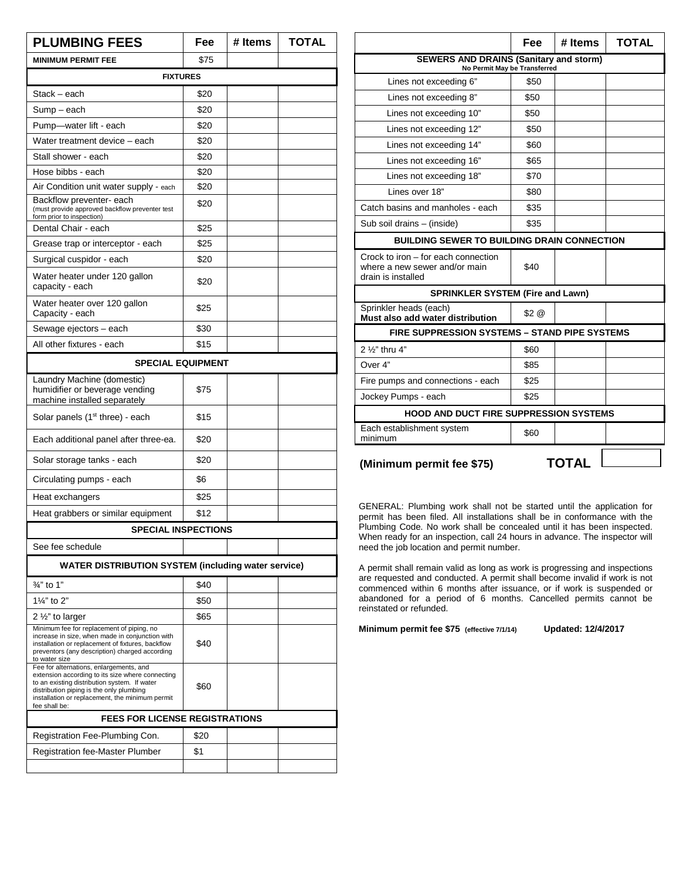| PLUMBING FEES | Fee | # Items | TOTAL |
|---|---|---|---|
| **MINIMUM PERMIT FEE** | $75 | | |
| **FIXTURES** | | | |
| Stack – each | $20 | | |
| Sump – each | $20 | | |
| Pump—water lift - each | $20 | | |
| Water treatment device – each | $20 | | |
| Stall shower - each | $20 | | |
| Hose bibbs - each | $20 | | |
| Air Condition unit water supply - each | $20 | | |
| Backflow preventer- each (must provide approved backflow preventer test form prior to inspection) | $20 | | |
| Dental Chair - each | $25 | | |
| Grease trap or interceptor - each | $25 | | |
| Surgical cuspidor - each | $20 | | |
| Water heater under 120 gallon capacity - each | $20 | | |
| Water heater over 120 gallon Capacity - each | $25 | | |
| Sewage ejectors – each | $30 | | |
| All other fixtures - each | $15 | | |
| **SPECIAL EQUIPMENT** | | | |
| Laundry Machine (domestic) humidifier or beverage vending machine installed separately | $75 | | |
| Solar panels (1st three) - each | $15 | | |
| Each additional panel after three-ea. | $20 | | |
| Solar storage tanks - each | $20 | | |
| Circulating pumps - each | $6 | | |
| Heat exchangers | $25 | | |
| Heat grabbers or similar equipment | $12 | | |
| **SPECIAL INSPECTIONS** | | | |
| See fee schedule | | | |
| **WATER DISTRIBUTION SYSTEM (including water service)** | | | |
| ¾" to 1" | $40 | | |
| 1¼" to 2" | $50 | | |
| 2 ½" to larger | $65 | | |
| Minimum fee for replacement of piping, no increase in size, when made in conjunction with installation or replacement of fixtures, backflow preventors (any description) charged according to water size | $40 | | |
| Fee for alternations, enlargements, and extension according to its size where connecting to an existing distribution system. If water distribution piping is the only plumbing installation or replacement, the minimum permit fee shall be: | $60 | | |
| **FEES FOR LICENSE REGISTRATIONS** | | | |
| Registration Fee-Plumbing Con. | $20 | | |
| Registration fee-Master Plumber | $1 | | |
| | | | |

| | Fee | # Items | TOTAL |
|---|---|---|---|
| **SEWERS AND DRAINS (Sanitary and storm)** No Permit May be Transferred | | | |
| Lines not exceeding 6" | $50 | | |
| Lines not exceeding 8" | $50 | | |
| Lines not exceeding 10" | $50 | | |
| Lines not exceeding 12" | $50 | | |
| Lines not exceeding 14" | $60 | | |
| Lines not exceeding 16" | $65 | | |
| Lines not exceeding 18" | $70 | | |
| Lines over 18" | $80 | | |
| Catch basins and manholes - each | $35 | | |
| Sub soil drains – (inside) | $35 | | |
| **BUILDING SEWER TO BUILDING DRAIN CONNECTION** | | | |
| Crock to iron – for each connection where a new sewer and/or main drain is installed | $40 | | |
| **SPRINKLER SYSTEM (Fire and Lawn)** | | | |
| Sprinkler heads (each) **Must also add water distribution** | $2 @ | | |
| **FIRE SUPPRESSION SYSTEMS – STAND PIPE SYSTEMS** | | | |
| 2 ½" thru 4" | $60 | | |
| Over 4" | $85 | | |
| Fire pumps and connections - each | $25 | | |
| Jockey Pumps - each | $25 | | |
| **HOOD AND DUCT FIRE SUPPRESSION SYSTEMS** | | | |
| Each establishment system minimum | $60 | | |

**(Minimum permit fee $75)** **TOTAL**

GENERAL: Plumbing work shall not be started until the application for permit has been filed. All installations shall be in conformance with the Plumbing Code. No work shall be concealed until it has been inspected. When ready for an inspection, call 24 hours in advance. The inspector will need the job location and permit number.

A permit shall remain valid as long as work is progressing and inspections are requested and conducted. A permit shall become invalid if work is not commenced within 6 months after issuance, or if work is suspended or abandoned for a period of 6 months. Cancelled permits cannot be reinstated or refunded.

**Minimum permit fee $75 (effective 7/1/14)** **Updated: 12/4/2017**